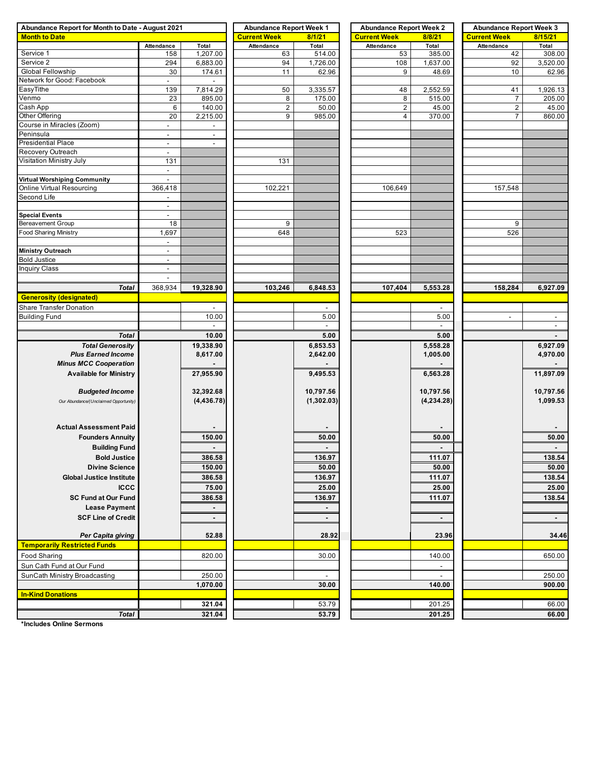| Abundance Report for Month to Date - August 2021 | | | Abundance Report Week 1 | | Abundance Report Week 2 | | Abundance Report Week 3 | |
|---|---|---|---|---|---|---|---|---|
| **Month to Date** | | | **Current Week** | **8/1/21** | **Current Week** | **8/8/21** | **Current Week** | **8/15/21** |
| | Attendance | Total | Attendance | Total | Attendance | Total | Attendance | Total |
| Service 1 | 158 | 1,207.00 | 63 | 514.00 | 53 | 385.00 | 42 | 308.00 |
| Service 2 | 294 | 6,883.00 | 94 | 1,726.00 | 108 | 1,637.00 | 92 | 3,520.00 |
| Global Fellowship | 30 | 174.61 | 11 | 62.96 | 9 | 48.69 | 10 | 62.96 |
| Network for Good: Facebook | - | - | | | | | | |
| EasyTithe | 139 | 7,814.29 | 50 | 3,335.57 | 48 | 2,552.59 | 41 | 1,926.13 |
| Venmo | 23 | 895.00 | 8 | 175.00 | 8 | 515.00 | 7 | 205.00 |
| Cash App | 6 | 140.00 | 2 | 50.00 | 2 | 45.00 | 2 | 45.00 |
| Other Offering | 20 | 2,215.00 | 9 | 985.00 | 4 | 370.00 | 7 | 860.00 |
| Course in Miracles (Zoom) | - | - | | | | | | |
| Peninsula | - | - | | | | | | |
| Presidential Place | - | - | | | | | | |
| Recovery Outreach | - | | | | | | | |
| Visitation Ministry July | 131 | | 131 | | | | | |
| | - | | | | | | | |
| **Virtual Worshiping Community** | - | | | | | | | |
| Online Virtual Resourcing | 366,418 | | 102,221 | | 106,649 | | 157,548 | |
| Second Life | - | | | | | | | |
| | - | | | | | | | |
| **Special Events** | - | | | | | | | |
| Bereavement Group | 18 | | 9 | | | | 9 | |
| Food Sharing Ministry | 1,697 | | 648 | | 523 | | 526 | |
| | - | | | | | | | |
| **Ministry Outreach** | - | | | | | | | |
| Bold Justice | - | | | | | | | |
| Inquiry Class | - | | | | | | | |
| | - | | | | | | | |
| ***Total*** | 368,934 | **19,328.90** | **103,246** | **6,848.53** | **107,404** | **5,553.28** | **158,284** | **6,927.09** |
| **Generosity (designated)** | | | | | | | | |
| Share Transfer Donation | | - | | - | | - | | |
| Building Fund | | 10.00 | | 5.00 | | 5.00 | - | - |
| | | - | | - | | - | | - |
| ***Total*** | | **10.00** | | **5.00** | | **5.00** | | **-** |
| ***Total Generosity*** | | **19,338.90** | | **6,853.53** | | **5,558.28** | | **6,927.09** |
| ***Plus Earned Income*** | | **8,617.00** | | **2,642.00** | | **1,005.00** | | **4,970.00** |
| ***Minus MCC Cooperation*** | | **-** | | **-** | | **-** | | **-** |
| **Available for Ministry** | | **27,955.90** | | **9,495.53** | | **6,563.28** | | **11,897.09** |
| ***Budgeted Income*** | | **32,392.68** | | **10,797.56** | | **10,797.56** | | **10,797.56** |
| *Our Abundance/(Unclaimed Opportunity)* | | **(4,436.78)** | | **(1,302.03)** | | **(4,234.28)** | | **1,099.53** |
| **Actual Assessment Paid** | | **-** | | **-** | | **-** | | **-** |
| **Founders Annuity** | | **150.00** | | **50.00** | | **50.00** | | **50.00** |
| **Building Fund** | | **-** | | **-** | | **-** | | **-** |
| **Bold Justice** | | **386.58** | | **136.97** | | **111.07** | | **138.54** |
| **Divine Science** | | **150.00** | | **50.00** | | **50.00** | | **50.00** |
| **Global Justice Institute** | | **386.58** | | **136.97** | | **111.07** | | **138.54** |
| **ICCC** | | **75.00** | | **25.00** | | **25.00** | | **25.00** |
| **SC Fund at Our Fund** | | **386.58** | | **136.97** | | **111.07** | | **138.54** |
| **Lease Payment** | | **-** | | **-** | | | | |
| **SCF Line of Credit** | | **-** | | **-** | | **-** | | **-** |
| ***Per Capita giving*** | | **52.88** | | **28.92** | | **23.96** | | **34.46** |
| **Temporarily Restricted Funds** | | | | | | | | |
| Food Sharing | | 820.00 | | 30.00 | | 140.00 | | 650.00 |
| Sun Cath Fund at Our Fund | | | | | | - | | |
| SunCath Ministry Broadcasting | | 250.00 | | - | | - | | 250.00 |
| | | **1,070.00** | | **30.00** | | **140.00** | | **900.00** |
| **In-Kind Donations** | | | | | | | | |
| | | **321.04** | | 53.79 | | 201.25 | | 66.00 |
| ***Total*** | | **321.04** | | **53.79** | | **201.25** | | **66.00** |

**\*Includes Online Sermons**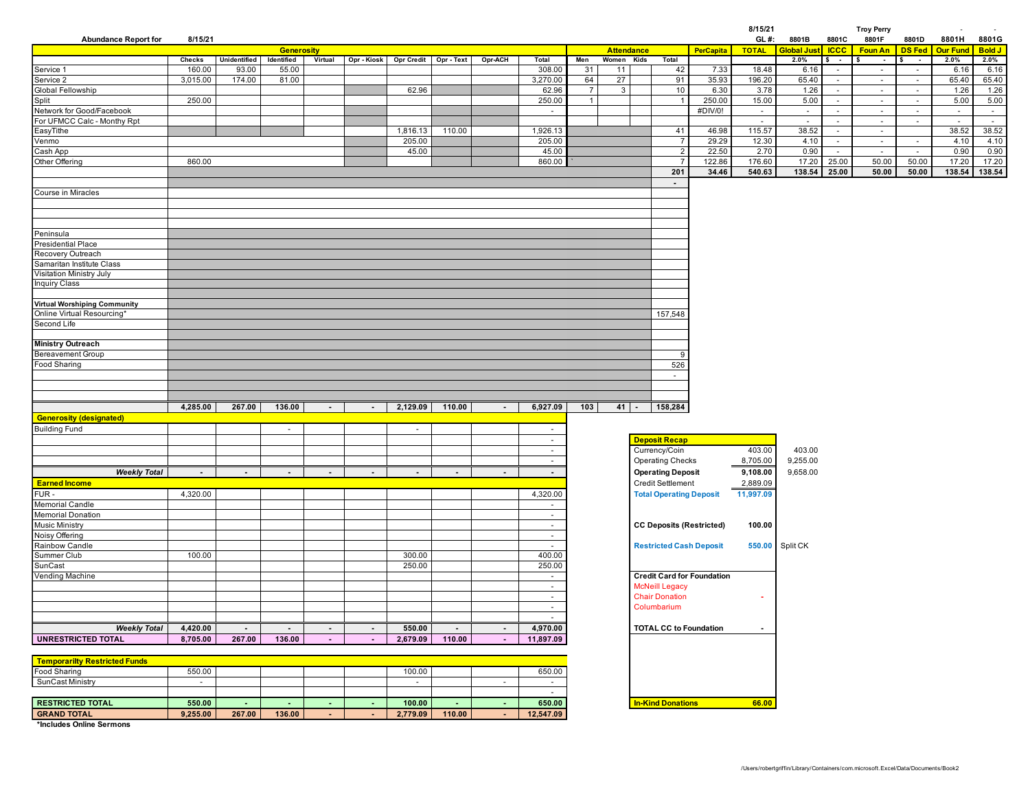**Abundance Report for** 8/15/21

| | | | | | | | | | | | | | | | 8/15/21 | | | Troy Perry | | - | - |
|---|---|---|---|---|---|---|---|---|---|---|---|---|---|---|---|---|---|---|---|---|---|
| | | | | | | | | | | | | | | | GL #: | 8801B | 8801C | 8801F | 8801D | 8801H | 8801G |
| | **Generosity** | | | | | | | | | **Attendance** | | | | **PerCapita** | **TOTAL** | **Global Just** | **ICCC** | **Foun An** | **DS Fed** | **Our Fund** | **Bold J** |
| | Checks | Unidentified | Identified | Virtual | Opr - Kiosk | Opr Credit | Opr - Text | Opr-ACH | Total | Men | Women | Kids | Total | | | 2.0% | $ - | $ - | $ - | 2.0% | 2.0% |
| Service 1 | 160.00 | 93.00 | 55.00 | | | | | | 308.00 | 31 | 11 | | 42 | 7.33 | 18.48 | 6.16 | - | - | - | 6.16 | 6.16 |
| Service 2 | 3,015.00 | 174.00 | 81.00 | | | | | | 3,270.00 | 64 | 27 | | 91 | 35.93 | 196.20 | 65.40 | - | - | - | 65.40 | 65.40 |
| Global Fellowship | | | | | | 62.96 | | | 62.96 | 7 | 3 | | 10 | 6.30 | 3.78 | 1.26 | - | - | - | 1.26 | 1.26 |
| Split | 250.00 | | | | | | | | 250.00 | 1 | | | 1 | 250.00 | 15.00 | 5.00 | - | - | - | 5.00 | 5.00 |
| Network for Good/Facebook | | | | | | | | | - | | | | | #DIV/0! | - | - | - | - | - | - | - |
| For UFMCC Calc - Monthy Rpt | | | | | | | | | | | | | | | - | - | - | - | - | - | - |
| EasyTithe | | | | | | 1,816.13 | 110.00 | | 1,926.13 | | | | 41 | 46.98 | 115.57 | 38.52 | - | - | | 38.52 | 38.52 |
| Venmo | | | | | | 205.00 | | | 205.00 | | | | 7 | 29.29 | 12.30 | 4.10 | - | - | - | 4.10 | 4.10 |
| Cash App | | | | | | 45.00 | | | 45.00 | | | | 2 | 22.50 | 2.70 | 0.90 | - | - | - | 0.90 | 0.90 |
| Other Offering | 860.00 | | | | | | | | 860.00 | | | | 7 | 122.86 | 176.60 | 17.20 | 25.00 | 50.00 | 50.00 | 17.20 | 17.20 |
| | | | | | | | | | | | | | **201** | **34.46** | **540.63** | **138.54** | **25.00** | **50.00** | **50.00** | **138.54** | **138.54** |
| | | | | | | | | | | | | | - | | | | | | | | |
| Course in Miracles | | | | | | | | | | | | | | | | | | | | | |
| Peninsula | | | | | | | | | | | | | | | | | | | | | |
| Presidential Place | | | | | | | | | | | | | | | | | | | | | |
| Recovery Outreach | | | | | | | | | | | | | | | | | | | | | |
| Samaritan Institute Class | | | | | | | | | | | | | | | | | | | | | |
| Visitation Ministry July | | | | | | | | | | | | | | | | | | | | | |
| Inquiry Class | | | | | | | | | | | | | | | | | | | | | |
| **Virtual Worshiping Community** | | | | | | | | | | | | | | | | | | | | | |
| Online Virtual Resourcing* | | | | | | | | | | | | | 157,548 | | | | | | | | |
| Second Life | | | | | | | | | | | | | | | | | | | | | |
| **Ministry Outreach** | | | | | | | | | | | | | | | | | | | | | |
| Bereavement Group | | | | | | | | | | | | | 9 | | | | | | | | |
| Food Sharing | | | | | | | | | | | | | 526 | | | | | | | | |
| | | | | | | | | | | | | | - | | | | | | | | |
| | **4,285.00** | **267.00** | **136.00** | **-** | **-** | **2,129.09** | **110.00** | **-** | **6,927.09** | **103** | **41** | **-** | **158,284** | | | | | | | | |

| | Checks | Unidentified | Identified | Virtual | Opr - Kiosk | Opr Credit | Opr - Text | Opr-ACH | Total |
|---|---|---|---|---|---|---|---|---|---|
| **Generosity (designated)** | | | | | | | | | |
| Building Fund | | | - | | | - | | | - |
| | | | | | | | | | - |
| | | | | | | | | | - |
| | | | | | | | | | - |
| ***Weekly Total*** | **-** | **-** | **-** | **-** | **-** | **-** | **-** | **-** | **-** |
| **Earned Income** | | | | | | | | | |
| FUR - | 4,320.00 | | | | | | | | 4,320.00 |
| Memorial Candle | | | | | | | | | - |
| Memorial Donation | | | | | | | | | - |
| Music Ministry | | | | | | | | | - |
| Noisy Offering | | | | | | | | | - |
| Rainbow Candle | | | | | | | | | - |
| Summer Club | 100.00 | | | | | 300.00 | | | 400.00 |
| SunCast | | | | | | 250.00 | | | 250.00 |
| Vending Machine | | | | | | | | | - |
| | | | | | | | | | - |
| | | | | | | | | | - |
| | | | | | | | | | - |
| | | | | | | | | | - |
| ***Weekly Total*** | **4,420.00** | **-** | **-** | **-** | **-** | **550.00** | **-** | **-** | **4,970.00** |
| **UNRESTRICTED TOTAL** | **8,705.00** | **267.00** | **136.00** | **-** | **-** | **2,679.09** | **110.00** | **-** | **11,897.09** |
| **Temporarilty Restricted Funds** | | | | | | | | | |
| Food Sharing | 550.00 | | | | | 100.00 | | | 650.00 |
| SunCast Ministry | - | | | | | - | | - | - |
| | | | | | | | | | - |
| **RESTRICTED TOTAL** | **550.00** | **-** | **-** | **-** | **-** | **100.00** | **-** | **-** | **650.00** |
| **GRAND TOTAL** | **9,255.00** | **267.00** | **136.00** | **-** | **-** | **2,779.09** | **110.00** | **-** | **12,547.09** |

**\*Includes Online Sermons**

| **Deposit Recap** | | |
|---|---|---|
| Currency/Coin | 403.00 | 403.00 |
| Operating Checks | 8,705.00 | 9,255.00 |
| **Operating Deposit** | **9,108.00** | 9,658.00 |
| Credit Settlement | 2,889.09 | |
| **Total Operating Deposit** | **11,997.09** | |
| **CC Deposits (Restricted)** | **100.00** | |
| **Restricted Cash Deposit** | **550.00** | Split CK |
| **Credit Card for Foundation** | | |
| McNeill Legacy | | |
| Chair Donation | - | |
| Columbarium | | |
| **TOTAL CC to Foundation** | **-** | |
| **In-Kind Donations** | **66.00** | |